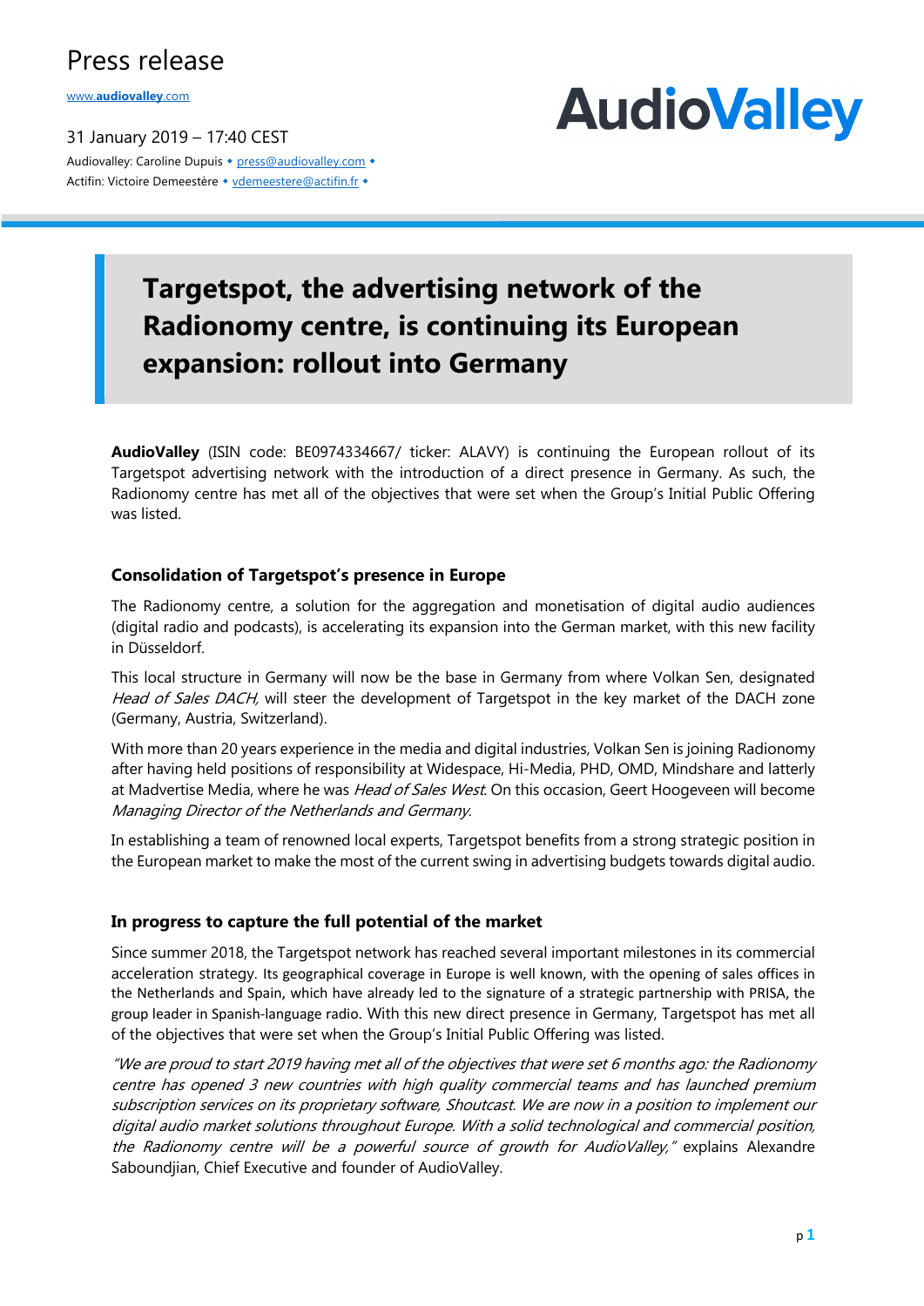# Press release

www.audiovalley.com

AudioValley

31 January 2019 – 17:40 CEST

Audiovalley: Caroline Dupuis • press@audiovalley.com •
Actifin: Victoire Demeestère • vdemeestere@actifin.fr •

## Targetspot, the advertising network of the Radionomy centre, is continuing its European expansion: rollout into Germany

**AudioValley** (ISIN code: BE0974334667/ ticker: ALAVY) is continuing the European rollout of its Targetspot advertising network with the introduction of a direct presence in Germany. As such, the Radionomy centre has met all of the objectives that were set when the Group's Initial Public Offering was listed.

### Consolidation of Targetspot's presence in Europe

The Radionomy centre, a solution for the aggregation and monetisation of digital audio audiences (digital radio and podcasts), is accelerating its expansion into the German market, with this new facility in Düsseldorf.

This local structure in Germany will now be the base in Germany from where Volkan Sen, designated *Head of Sales DACH,* will steer the development of Targetspot in the key market of the DACH zone (Germany, Austria, Switzerland).

With more than 20 years experience in the media and digital industries, Volkan Sen is joining Radionomy after having held positions of responsibility at Widespace, Hi-Media, PHD, OMD, Mindshare and latterly at Madvertise Media, where he was *Head of Sales West*. On this occasion, Geert Hoogeveen will become *Managing Director of the Netherlands and Germany.*

In establishing a team of renowned local experts, Targetspot benefits from a strong strategic position in the European market to make the most of the current swing in advertising budgets towards digital audio.

### In progress to capture the full potential of the market

Since summer 2018, the Targetspot network has reached several important milestones in its commercial acceleration strategy. Its geographical coverage in Europe is well known, with the opening of sales offices in the Netherlands and Spain, which have already led to the signature of a strategic partnership with PRISA, the group leader in Spanish-language radio. With this new direct presence in Germany, Targetspot has met all of the objectives that were set when the Group's Initial Public Offering was listed.

*"We are proud to start 2019 having met all of the objectives that were set 6 months ago: the Radionomy centre has opened 3 new countries with high quality commercial teams and has launched premium subscription services on its proprietary software, Shoutcast. We are now in a position to implement our digital audio market solutions throughout Europe. With a solid technological and commercial position, the Radionomy centre will be a powerful source of growth for AudioValley,"* explains Alexandre Saboundjian, Chief Executive and founder of AudioValley.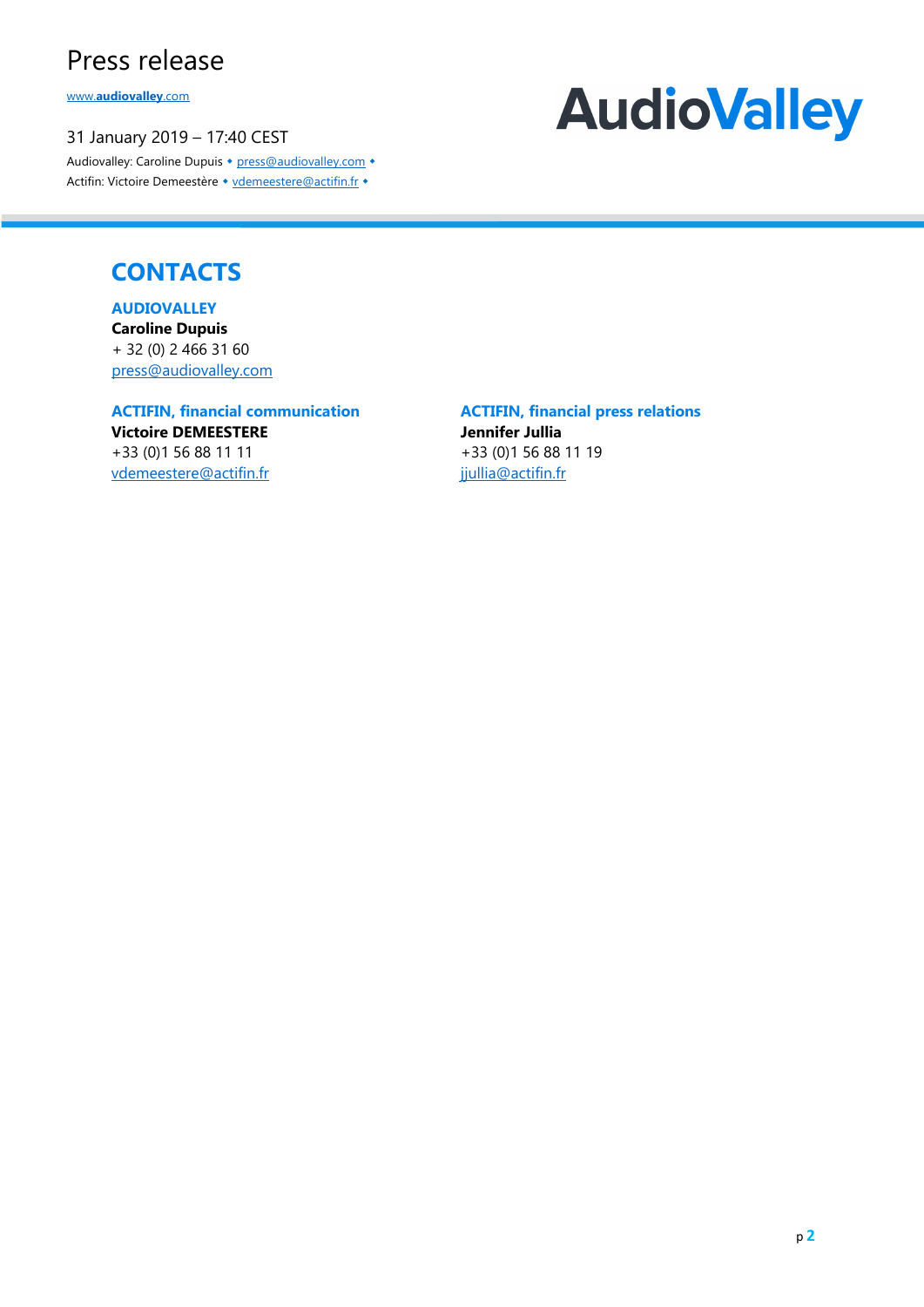Press release

www.audiovalley.com

31 January 2019 – 17:40 CEST

Audiovalley: Caroline Dupuis ◆ press@audiovalley.com ◆
Actifin: Victoire Demeestère ◆ vdemeestere@actifin.fr ◆

# CONTACTS

### AUDIOVALLEY

**Caroline Dupuis**
+ 32 (0) 2 466 31 60
press@audiovalley.com

### ACTIFIN, financial communication

**Victoire DEMEESTERE**
+33 (0)1 56 88 11 11
vdemeestere@actifin.fr

### ACTIFIN, financial press relations

**Jennifer Jullia**
+33 (0)1 56 88 11 19
jjullia@actifin.fr